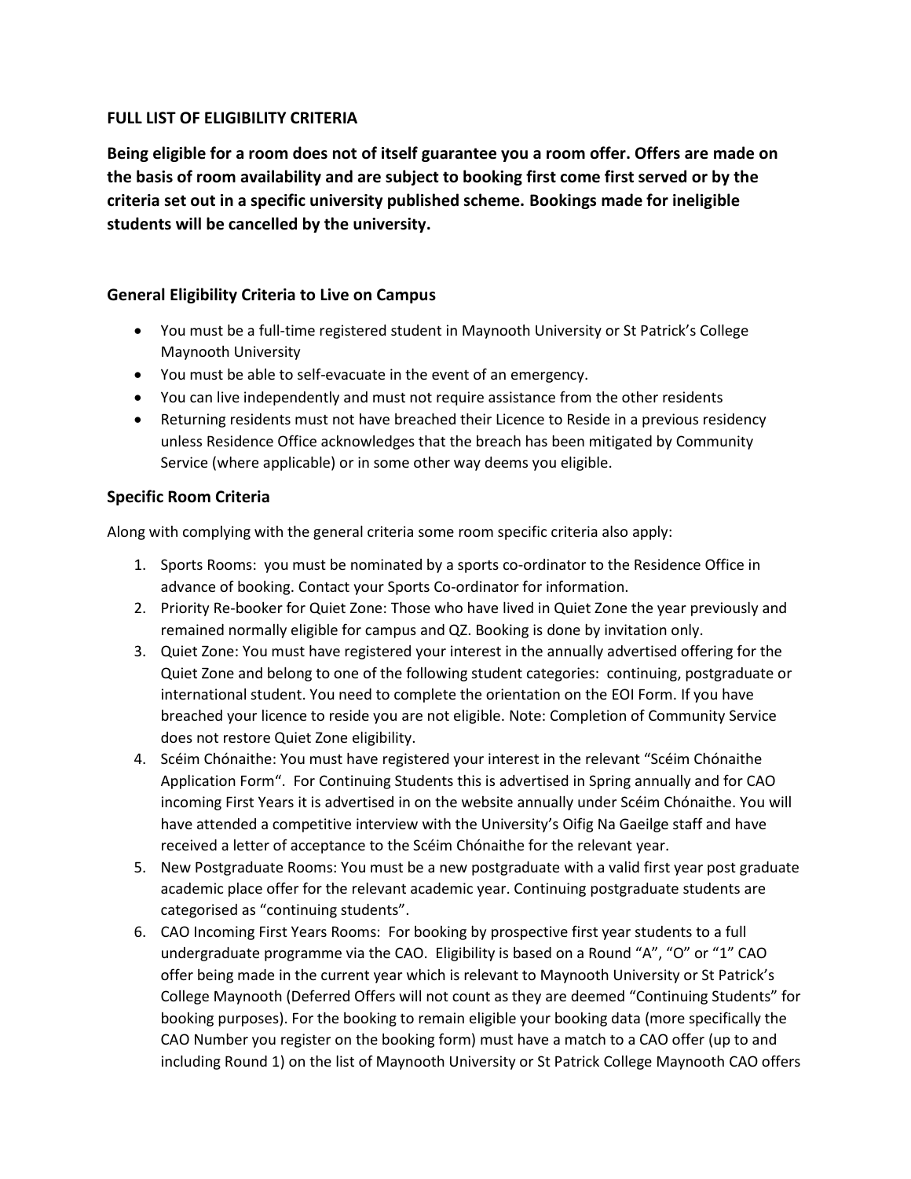## FULL LIST OF ELIGIBILITY CRITERIA

**Being eligible for a room does not of itself guarantee you a room offer. Offers are made on the basis of room availability and are subject to booking first come first served or by the criteria set out in a specific university published scheme. Bookings made for ineligible students will be cancelled by the university.**

### General Eligibility Criteria to Live on Campus

- You must be a full-time registered student in Maynooth University or St Patrick's College Maynooth University
- You must be able to self-evacuate in the event of an emergency.
- You can live independently and must not require assistance from the other residents
- Returning residents must not have breached their Licence to Reside in a previous residency unless Residence Office acknowledges that the breach has been mitigated by Community Service (where applicable) or in some other way deems you eligible.

### Specific Room Criteria

Along with complying with the general criteria some room specific criteria also apply:

1. Sports Rooms: you must be nominated by a sports co-ordinator to the Residence Office in advance of booking. Contact your Sports Co-ordinator for information.
2. Priority Re-booker for Quiet Zone: Those who have lived in Quiet Zone the year previously and remained normally eligible for campus and QZ. Booking is done by invitation only.
3. Quiet Zone: You must have registered your interest in the annually advertised offering for the Quiet Zone and belong to one of the following student categories: continuing, postgraduate or international student. You need to complete the orientation on the EOI Form. If you have breached your licence to reside you are not eligible. Note: Completion of Community Service does not restore Quiet Zone eligibility.
4. Scéim Chónaithe: You must have registered your interest in the relevant "Scéim Chónaithe Application Form". For Continuing Students this is advertised in Spring annually and for CAO incoming First Years it is advertised in on the website annually under Scéim Chónaithe. You will have attended a competitive interview with the University's Oifig Na Gaeilge staff and have received a letter of acceptance to the Scéim Chónaithe for the relevant year.
5. New Postgraduate Rooms: You must be a new postgraduate with a valid first year post graduate academic place offer for the relevant academic year. Continuing postgraduate students are categorised as "continuing students".
6. CAO Incoming First Years Rooms: For booking by prospective first year students to a full undergraduate programme via the CAO. Eligibility is based on a Round "A", "O" or "1" CAO offer being made in the current year which is relevant to Maynooth University or St Patrick's College Maynooth (Deferred Offers will not count as they are deemed "Continuing Students" for booking purposes). For the booking to remain eligible your booking data (more specifically the CAO Number you register on the booking form) must have a match to a CAO offer (up to and including Round 1) on the list of Maynooth University or St Patrick College Maynooth CAO offers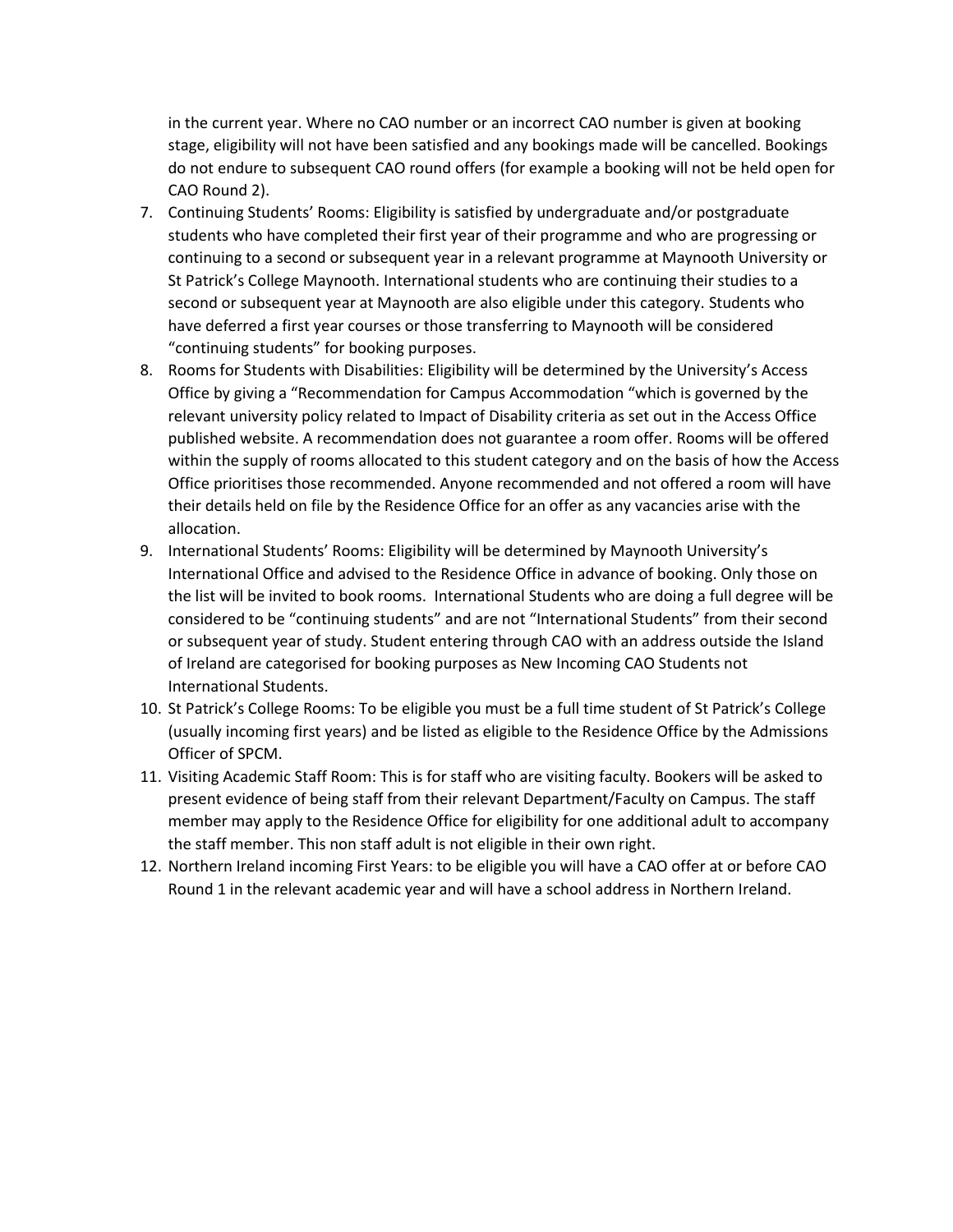in the current year. Where no CAO number or an incorrect CAO number is given at booking stage, eligibility will not have been satisfied and any bookings made will be cancelled. Bookings do not endure to subsequent CAO round offers (for example a booking will not be held open for CAO Round 2).

7. Continuing Students' Rooms: Eligibility is satisfied by undergraduate and/or postgraduate students who have completed their first year of their programme and who are progressing or continuing to a second or subsequent year in a relevant programme at Maynooth University or St Patrick's College Maynooth. International students who are continuing their studies to a second or subsequent year at Maynooth are also eligible under this category. Students who have deferred a first year courses or those transferring to Maynooth will be considered "continuing students" for booking purposes.
8. Rooms for Students with Disabilities: Eligibility will be determined by the University's Access Office by giving a "Recommendation for Campus Accommodation "which is governed by the relevant university policy related to Impact of Disability criteria as set out in the Access Office published website. A recommendation does not guarantee a room offer. Rooms will be offered within the supply of rooms allocated to this student category and on the basis of how the Access Office prioritises those recommended. Anyone recommended and not offered a room will have their details held on file by the Residence Office for an offer as any vacancies arise with the allocation.
9. International Students' Rooms: Eligibility will be determined by Maynooth University's International Office and advised to the Residence Office in advance of booking. Only those on the list will be invited to book rooms. International Students who are doing a full degree will be considered to be "continuing students" and are not "International Students" from their second or subsequent year of study. Student entering through CAO with an address outside the Island of Ireland are categorised for booking purposes as New Incoming CAO Students not International Students.
10. St Patrick's College Rooms: To be eligible you must be a full time student of St Patrick's College (usually incoming first years) and be listed as eligible to the Residence Office by the Admissions Officer of SPCM.
11. Visiting Academic Staff Room: This is for staff who are visiting faculty. Bookers will be asked to present evidence of being staff from their relevant Department/Faculty on Campus. The staff member may apply to the Residence Office for eligibility for one additional adult to accompany the staff member. This non staff adult is not eligible in their own right.
12. Northern Ireland incoming First Years: to be eligible you will have a CAO offer at or before CAO Round 1 in the relevant academic year and will have a school address in Northern Ireland.